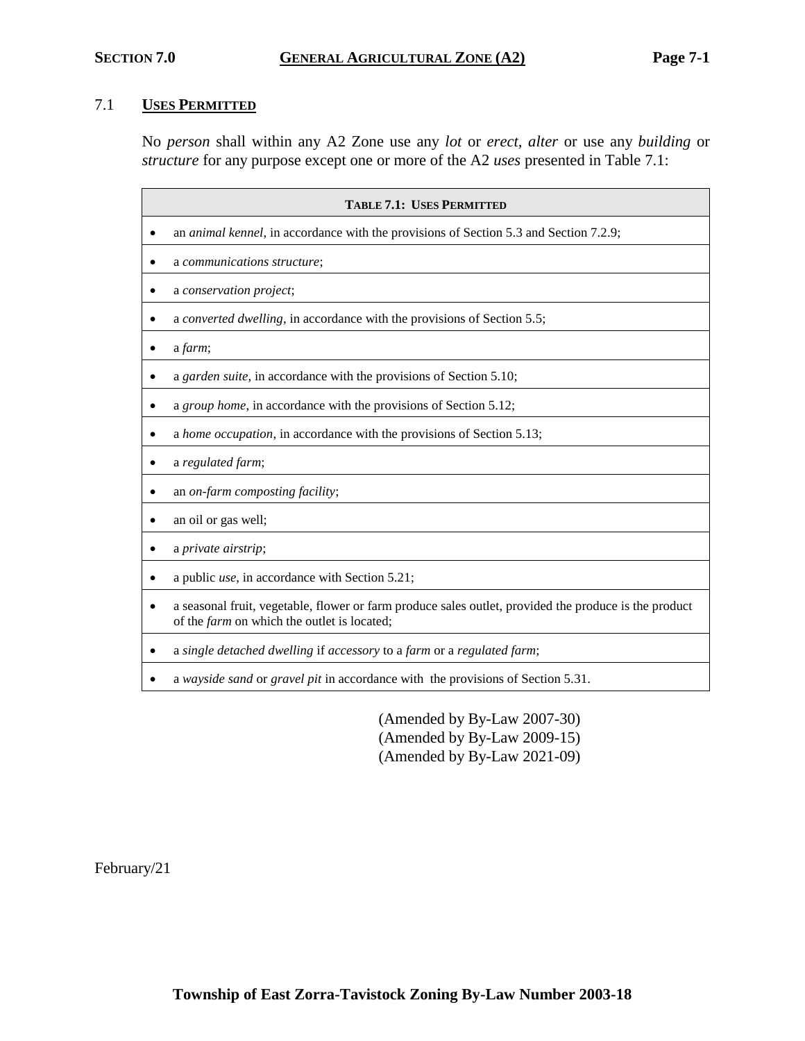## SECTION 7.0 GENERAL AGRICULTURAL ZONE (A2)

### 7.1 USES PERMITTED

No *person* shall within any A2 Zone use any *lot* or *erect, alter* or use any *building* or *structure* for any purpose except one or more of the A2 *uses* presented in Table 7.1:

| TABLE 7.1: USES PERMITTED |
|---|
| • an *animal kennel*, in accordance with the provisions of Section 5.3 and Section 7.2.9; |
| • a *communications structure*; |
| • a *conservation project*; |
| • a *converted dwelling*, in accordance with the provisions of Section 5.5; |
| • a *farm*; |
| • a *garden suite*, in accordance with the provisions of Section 5.10; |
| • a *group home*, in accordance with the provisions of Section 5.12; |
| • a *home occupation*, in accordance with the provisions of Section 5.13; |
| • a *regulated farm*; |
| • an *on-farm composting facility*; |
| • an oil or gas well; |
| • a *private airstrip*; |
| • a public *use*, in accordance with Section 5.21; |
| • a seasonal fruit, vegetable, flower or farm produce sales outlet, provided the produce is the product of the *farm* on which the outlet is located; |
| • a *single detached dwelling* if *accessory* to a *farm* or a *regulated farm*; |
| • a *wayside sand* or *gravel pit* in accordance with the provisions of Section 5.31. |

(Amended by By-Law 2007-30)
(Amended by By-Law 2009-15)
(Amended by By-Law 2021-09)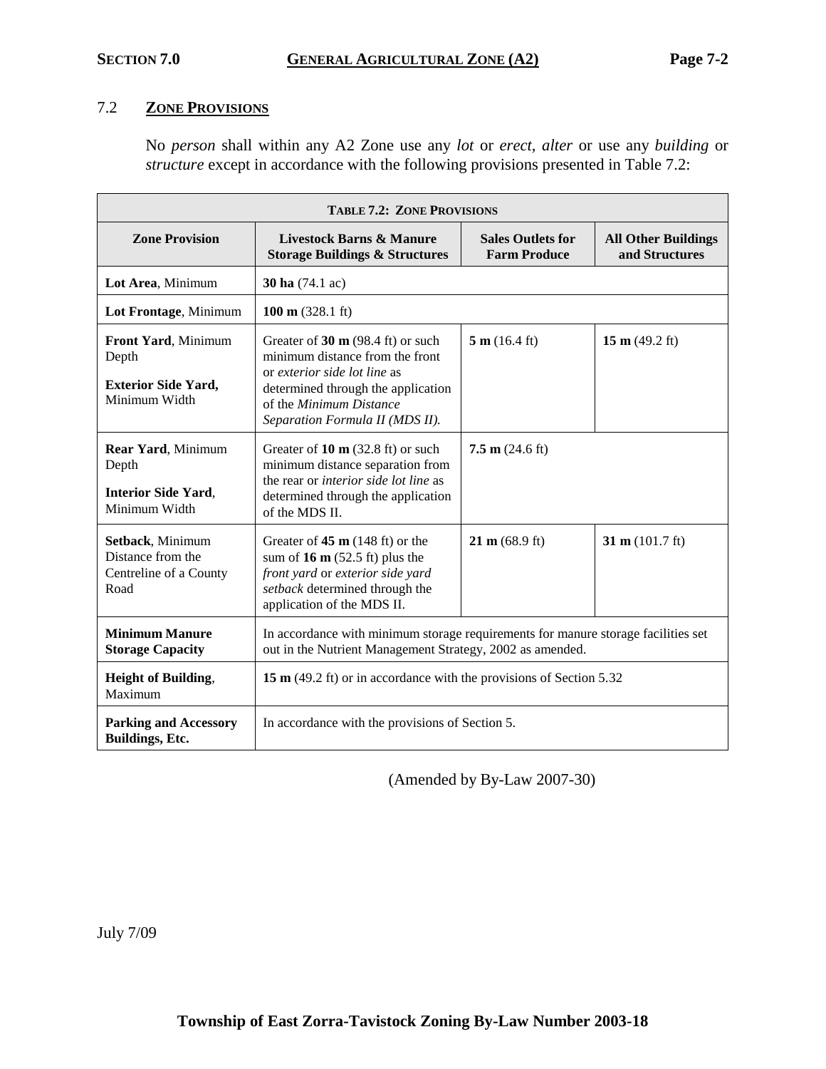## 7.2 ZONE PROVISIONS

No *person* shall within any A2 Zone use any *lot* or *erect, alter* or use any *building* or *structure* except in accordance with the following provisions presented in Table 7.2:

**TABLE 7.2: ZONE PROVISIONS**

| Zone Provision | Livestock Barns & Manure Storage Buildings & Structures | Sales Outlets for Farm Produce | All Other Buildings and Structures |
|---|---|---|---|
| **Lot Area**, Minimum | **30 ha** (74.1 ac) | | |
| **Lot Frontage**, Minimum | **100 m** (328.1 ft) | | |
| **Front Yard**, Minimum Depth<br>**Exterior Side Yard,** Minimum Width | Greater of **30 m** (98.4 ft) or such minimum distance from the front or *exterior side lot line* as determined through the application of the *Minimum Distance Separation Formula II (MDS II).* | **5 m** (16.4 ft) | **15 m** (49.2 ft) |
| **Rear Yard**, Minimum Depth<br>**Interior Side Yard**, Minimum Width | Greater of **10 m** (32.8 ft) or such minimum distance separation from the rear or *interior side lot line* as determined through the application of the MDS II. | **7.5 m** (24.6 ft) | |
| **Setback**, Minimum Distance from the Centreline of a County Road | Greater of **45 m** (148 ft) or the sum of **16 m** (52.5 ft) plus the *front yard* or *exterior side yard setback* determined through the application of the MDS II. | **21 m** (68.9 ft) | **31 m** (101.7 ft) |
| **Minimum Manure Storage Capacity** | In accordance with minimum storage requirements for manure storage facilities set out in the Nutrient Management Strategy, 2002 as amended. | | |
| **Height of Building**, Maximum | **15 m** (49.2 ft) or in accordance with the provisions of Section 5.32 | | |
| **Parking and Accessory Buildings, Etc.** | In accordance with the provisions of Section 5. | | |

(Amended by By-Law 2007-30)

July 7/09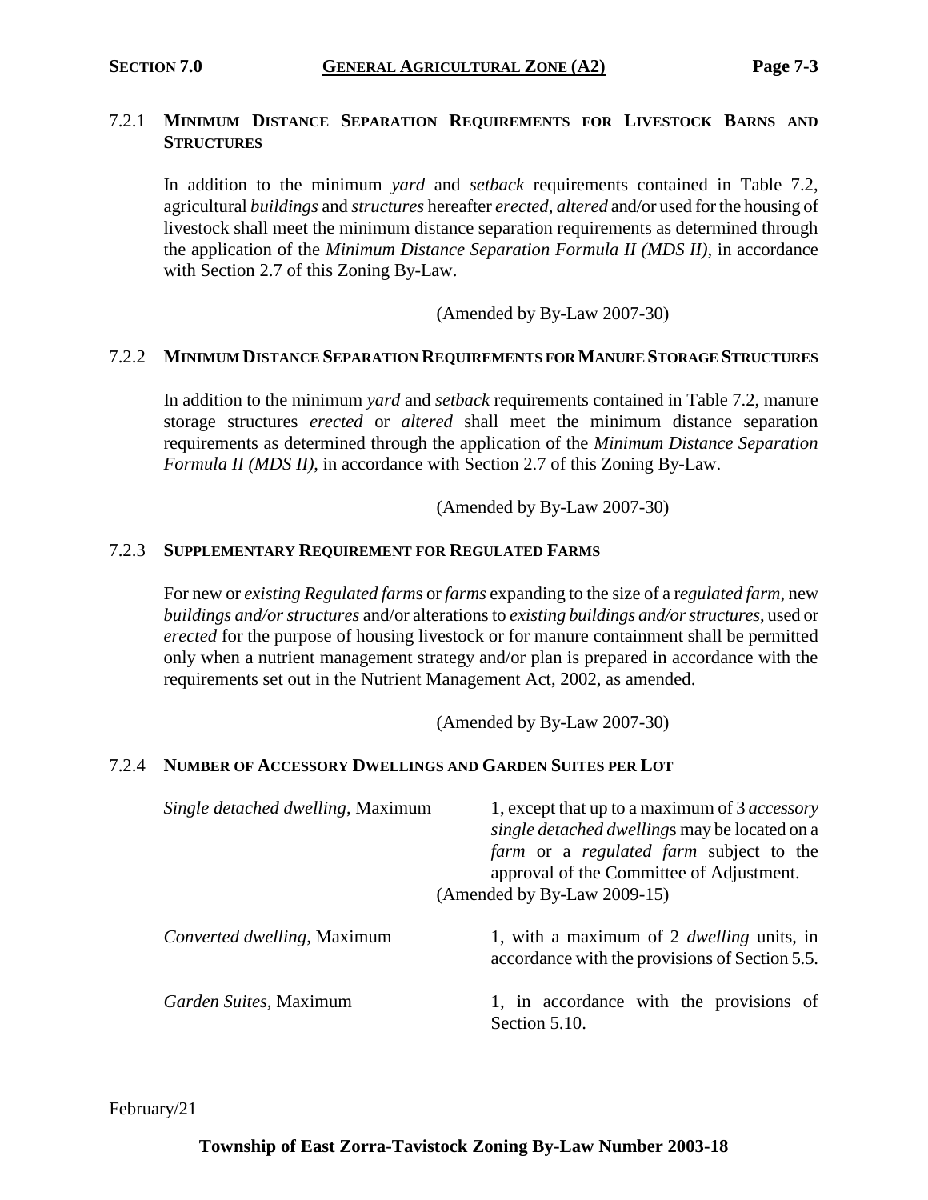### 7.2.1 MINIMUM DISTANCE SEPARATION REQUIREMENTS FOR LIVESTOCK BARNS AND STRUCTURES

In addition to the minimum *yard* and *setback* requirements contained in Table 7.2, agricultural *buildings* and *structures* hereafter *erected*, *altered* and/or used for the housing of livestock shall meet the minimum distance separation requirements as determined through the application of the *Minimum Distance Separation Formula II (MDS II)*, in accordance with Section 2.7 of this Zoning By-Law.

(Amended by By-Law 2007-30)

### 7.2.2 MINIMUM DISTANCE SEPARATION REQUIREMENTS FOR MANURE STORAGE STRUCTURES

In addition to the minimum *yard* and *setback* requirements contained in Table 7.2, manure storage structures *erected* or *altered* shall meet the minimum distance separation requirements as determined through the application of the *Minimum Distance Separation Formula II (MDS II)*, in accordance with Section 2.7 of this Zoning By-Law.

(Amended by By-Law 2007-30)

### 7.2.3 SUPPLEMENTARY REQUIREMENT FOR REGULATED FARMS

For new or *existing Regulated farm*s or *farms* expanding to the size of a r*egulated farm*, new *buildings and/or structures* and/or alterations to *existing buildings and/or structures*, used or *erected* for the purpose of housing livestock or for manure containment shall be permitted only when a nutrient management strategy and/or plan is prepared in accordance with the requirements set out in the Nutrient Management Act, 2002, as amended.

(Amended by By-Law 2007-30)

### 7.2.4 NUMBER OF ACCESSORY DWELLINGS AND GARDEN SUITES PER LOT

| | |
|---|---|
| *Single detached dwelling*, Maximum | 1, except that up to a maximum of 3 *accessory single detached dwelling*s may be located on a *farm* or a *regulated farm* subject to the approval of the Committee of Adjustment. (Amended by By-Law 2009-15) |
| *Converted dwelling*, Maximum | 1, with a maximum of 2 *dwelling* units, in accordance with the provisions of Section 5.5. |
| *Garden Suites*, Maximum | 1, in accordance with the provisions of Section 5.10. |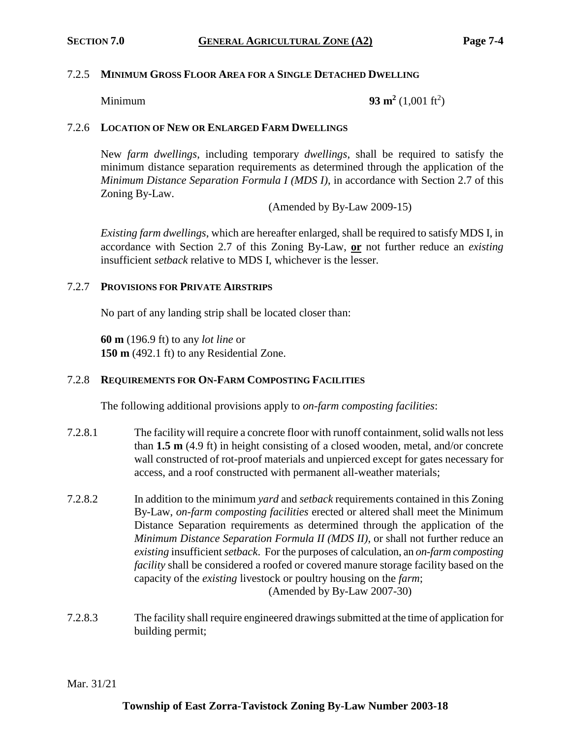### 7.2.5 MINIMUM GROSS FLOOR AREA FOR A SINGLE DETACHED DWELLING

Minimum **93 m²** (1,001 ft²)

### 7.2.6 LOCATION OF NEW OR ENLARGED FARM DWELLINGS

New *farm dwellings*, including temporary *dwellings*, shall be required to satisfy the minimum distance separation requirements as determined through the application of the *Minimum Distance Separation Formula I (MDS I)*, in accordance with Section 2.7 of this Zoning By-Law.

(Amended by By-Law 2009-15)

*Existing farm dwellings*, which are hereafter enlarged, shall be required to satisfy MDS I, in accordance with Section 2.7 of this Zoning By-Law, **or** not further reduce an *existing* insufficient *setback* relative to MDS I, whichever is the lesser.

### 7.2.7 PROVISIONS FOR PRIVATE AIRSTRIPS

No part of any landing strip shall be located closer than:

**60 m** (196.9 ft) to any *lot line* or
**150 m** (492.1 ft) to any Residential Zone.

### 7.2.8 REQUIREMENTS FOR ON-FARM COMPOSTING FACILITIES

The following additional provisions apply to *on-farm composting facilities*:

7.2.8.1 The facility will require a concrete floor with runoff containment, solid walls not less than **1.5 m** (4.9 ft) in height consisting of a closed wooden, metal, and/or concrete wall constructed of rot-proof materials and unpierced except for gates necessary for access, and a roof constructed with permanent all-weather materials;

7.2.8.2 In addition to the minimum *yard* and *setback* requirements contained in this Zoning By-Law, *on-farm composting facilities* erected or altered shall meet the Minimum Distance Separation requirements as determined through the application of the *Minimum Distance Separation Formula II (MDS II)*, or shall not further reduce an *existing* insufficient *setback*. For the purposes of calculation, an *on-farm composting facility* shall be considered a roofed or covered manure storage facility based on the capacity of the *existing* livestock or poultry housing on the *farm*;

(Amended by By-Law 2007-30)

7.2.8.3 The facility shall require engineered drawings submitted at the time of application for building permit;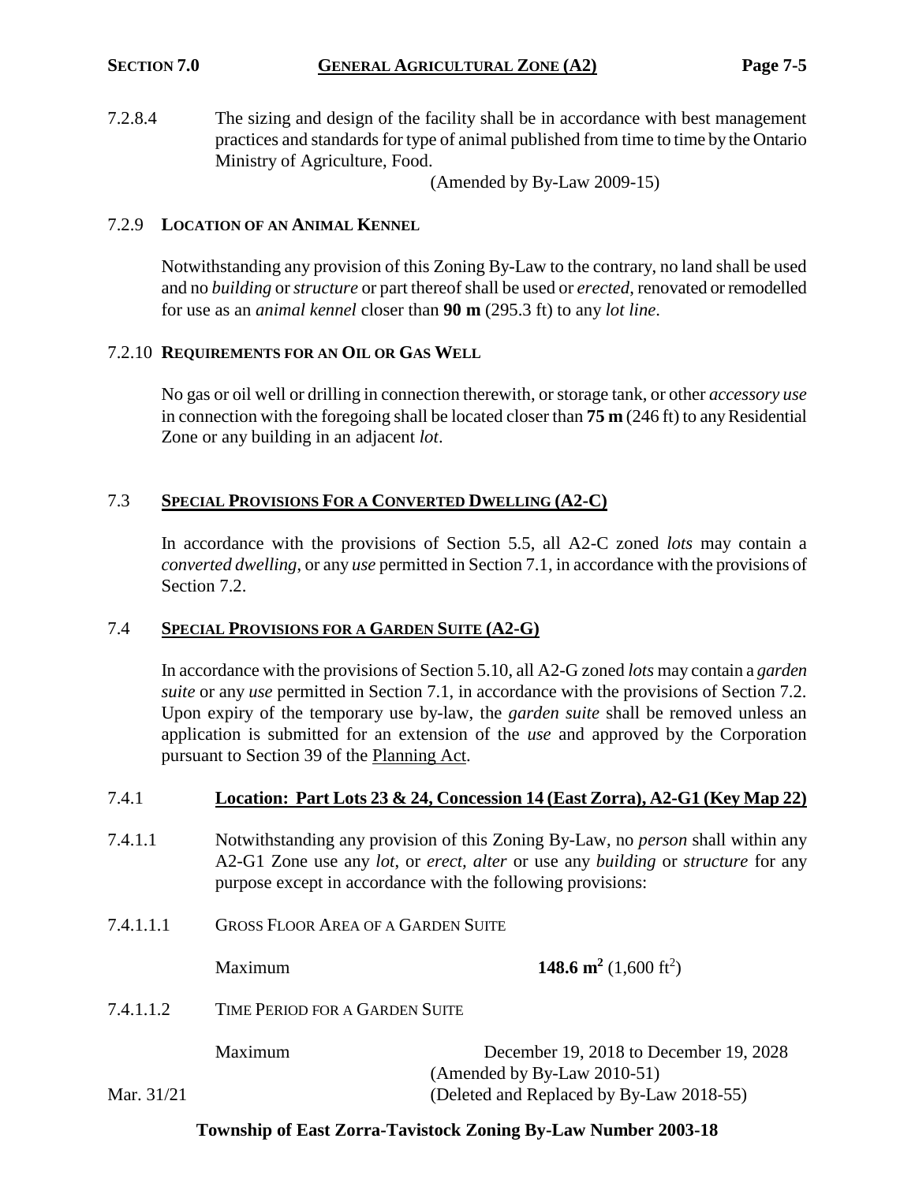7.2.8.4 The sizing and design of the facility shall be in accordance with best management practices and standards for type of animal published from time to time by the Ontario Ministry of Agriculture, Food.

(Amended by By-Law 2009-15)

### 7.2.9 LOCATION OF AN ANIMAL KENNEL

Notwithstanding any provision of this Zoning By-Law to the contrary, no land shall be used and no *building* or *structure* or part thereof shall be used or *erected*, renovated or remodelled for use as an *animal kennel* closer than **90 m** (295.3 ft) to any *lot line*.

### 7.2.10 REQUIREMENTS FOR AN OIL OR GAS WELL

No gas or oil well or drilling in connection therewith, or storage tank, or other *accessory use* in connection with the foregoing shall be located closer than **75 m** (246 ft) to any Residential Zone or any building in an adjacent *lot*.

## 7.3 SPECIAL PROVISIONS FOR A CONVERTED DWELLING (A2-C)

In accordance with the provisions of Section 5.5, all A2-C zoned *lots* may contain a *converted dwelling*, or any *use* permitted in Section 7.1, in accordance with the provisions of Section 7.2.

## 7.4 SPECIAL PROVISIONS FOR A GARDEN SUITE (A2-G)

In accordance with the provisions of Section 5.10, all A2-G zoned *lots* may contain a *garden suite* or any *use* permitted in Section 7.1, in accordance with the provisions of Section 7.2. Upon expiry of the temporary use by-law, the *garden suite* shall be removed unless an application is submitted for an extension of the *use* and approved by the Corporation pursuant to Section 39 of the Planning Act.

### 7.4.1 Location: Part Lots 23 & 24, Concession 14 (East Zorra), A2-G1 (Key Map 22)

7.4.1.1 Notwithstanding any provision of this Zoning By-Law, no *person* shall within any A2-G1 Zone use any *lot*, or *erect*, *alter* or use any *building* or *structure* for any purpose except in accordance with the following provisions:

7.4.1.1.1 GROSS FLOOR AREA OF A GARDEN SUITE

Maximum **148.6 m²** (1,600 ft²)

7.4.1.1.2 TIME PERIOD FOR A GARDEN SUITE

Maximum December 19, 2018 to December 19, 2028

(Amended by By-Law 2010-51)

(Deleted and Replaced by By-Law 2018-55)

Mar. 31/21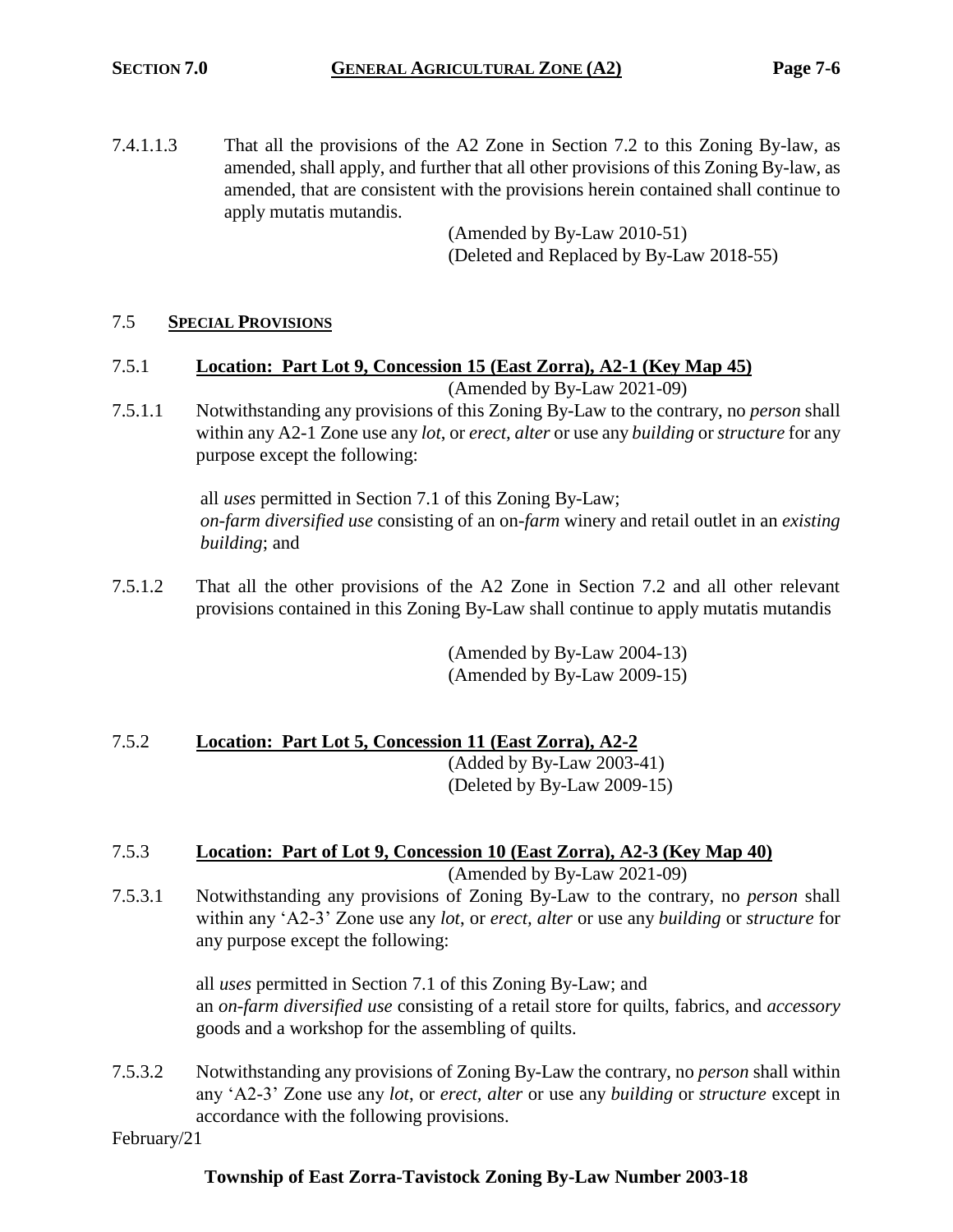7.4.1.1.3 That all the provisions of the A2 Zone in Section 7.2 to this Zoning By-law, as amended, shall apply, and further that all other provisions of this Zoning By-law, as amended, that are consistent with the provisions herein contained shall continue to apply mutatis mutandis.

(Amended by By-Law 2010-51)
(Deleted and Replaced by By-Law 2018-55)

## 7.5 SPECIAL PROVISIONS

### 7.5.1 Location: Part Lot 9, Concession 15 (East Zorra), A2-1 (Key Map 45)

(Amended by By-Law 2021-09)

7.5.1.1 Notwithstanding any provisions of this Zoning By-Law to the contrary, no *person* shall within any A2-1 Zone use any *lot*, or *erect, alter* or use any *building* or *structure* for any purpose except the following:

all *uses* permitted in Section 7.1 of this Zoning By-Law;
*on-farm diversified use* consisting of an on-*farm* winery and retail outlet in an *existing building*; and

7.5.1.2 That all the other provisions of the A2 Zone in Section 7.2 and all other relevant provisions contained in this Zoning By-Law shall continue to apply mutatis mutandis

(Amended by By-Law 2004-13)
(Amended by By-Law 2009-15)

### 7.5.2 Location: Part Lot 5, Concession 11 (East Zorra), A2-2

(Added by By-Law 2003-41)
(Deleted by By-Law 2009-15)

### 7.5.3 Location: Part of Lot 9, Concession 10 (East Zorra), A2-3 (Key Map 40)

(Amended by By-Law 2021-09)

7.5.3.1 Notwithstanding any provisions of Zoning By-Law to the contrary, no *person* shall within any 'A2-3' Zone use any *lot*, or *erect, alter* or use any *building* or *structure* for any purpose except the following:

all *uses* permitted in Section 7.1 of this Zoning By-Law; and
an *on-farm diversified use* consisting of a retail store for quilts, fabrics, and *accessory* goods and a workshop for the assembling of quilts.

7.5.3.2 Notwithstanding any provisions of Zoning By-Law the contrary, no *person* shall within any 'A2-3' Zone use any *lot*, or *erect, alter* or use any *building* or *structure* except in accordance with the following provisions.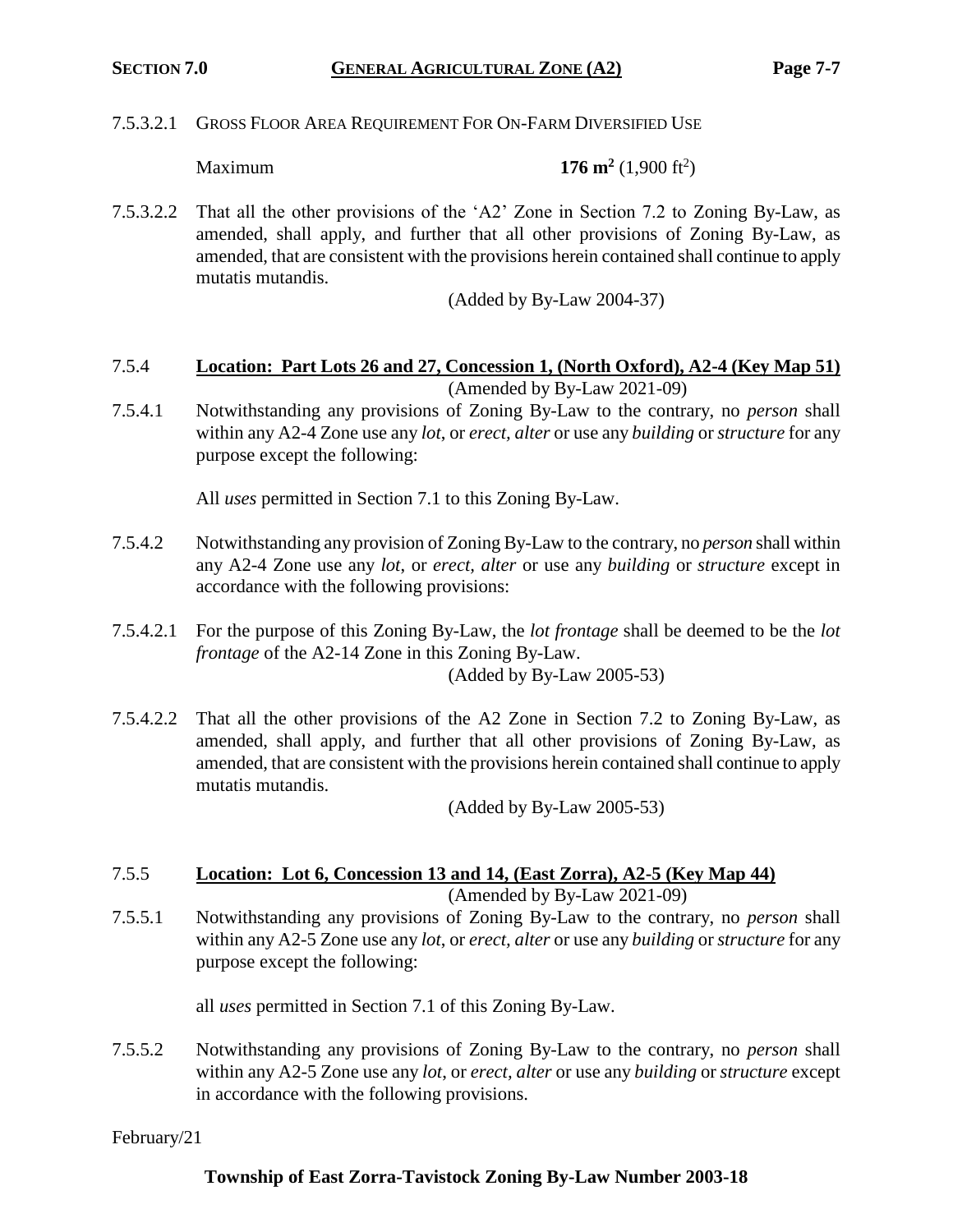7.5.3.2.1 GROSS FLOOR AREA REQUIREMENT FOR ON-FARM DIVERSIFIED USE

| | |
|---|---|
| Maximum | **176 m$^2$** (1,900 ft$^2$) |

7.5.3.2.2 That all the other provisions of the 'A2' Zone in Section 7.2 to Zoning By-Law, as amended, shall apply, and further that all other provisions of Zoning By-Law, as amended, that are consistent with the provisions herein contained shall continue to apply mutatis mutandis.

(Added by By-Law 2004-37)

## 7.5.4 **Location: Part Lots 26 and 27, Concession 1, (North Oxford), A2-4 (Key Map 51)**

(Amended by By-Law 2021-09)

7.5.4.1 Notwithstanding any provisions of Zoning By-Law to the contrary, no *person* shall within any A2-4 Zone use any *lot*, or *erect, alter* or use any *building* or *structure* for any purpose except the following:

All *uses* permitted in Section 7.1 to this Zoning By-Law.

7.5.4.2 Notwithstanding any provision of Zoning By-Law to the contrary, no *person* shall within any A2-4 Zone use any *lot*, or *erect, alter* or use any *building* or *structure* except in accordance with the following provisions:

7.5.4.2.1 For the purpose of this Zoning By-Law, the *lot frontage* shall be deemed to be the *lot frontage* of the A2-14 Zone in this Zoning By-Law.

(Added by By-Law 2005-53)

7.5.4.2.2 That all the other provisions of the A2 Zone in Section 7.2 to Zoning By-Law, as amended, shall apply, and further that all other provisions of Zoning By-Law, as amended, that are consistent with the provisions herein contained shall continue to apply mutatis mutandis.

(Added by By-Law 2005-53)

## 7.5.5 **Location: Lot 6, Concession 13 and 14, (East Zorra), A2-5 (Key Map 44)**

(Amended by By-Law 2021-09)

7.5.5.1 Notwithstanding any provisions of Zoning By-Law to the contrary, no *person* shall within any A2-5 Zone use any *lot*, or *erect, alter* or use any *building* or *structure* for any purpose except the following:

all *uses* permitted in Section 7.1 of this Zoning By-Law.

7.5.5.2 Notwithstanding any provisions of Zoning By-Law to the contrary, no *person* shall within any A2-5 Zone use any *lot*, or *erect, alter* or use any *building* or *structure* except in accordance with the following provisions.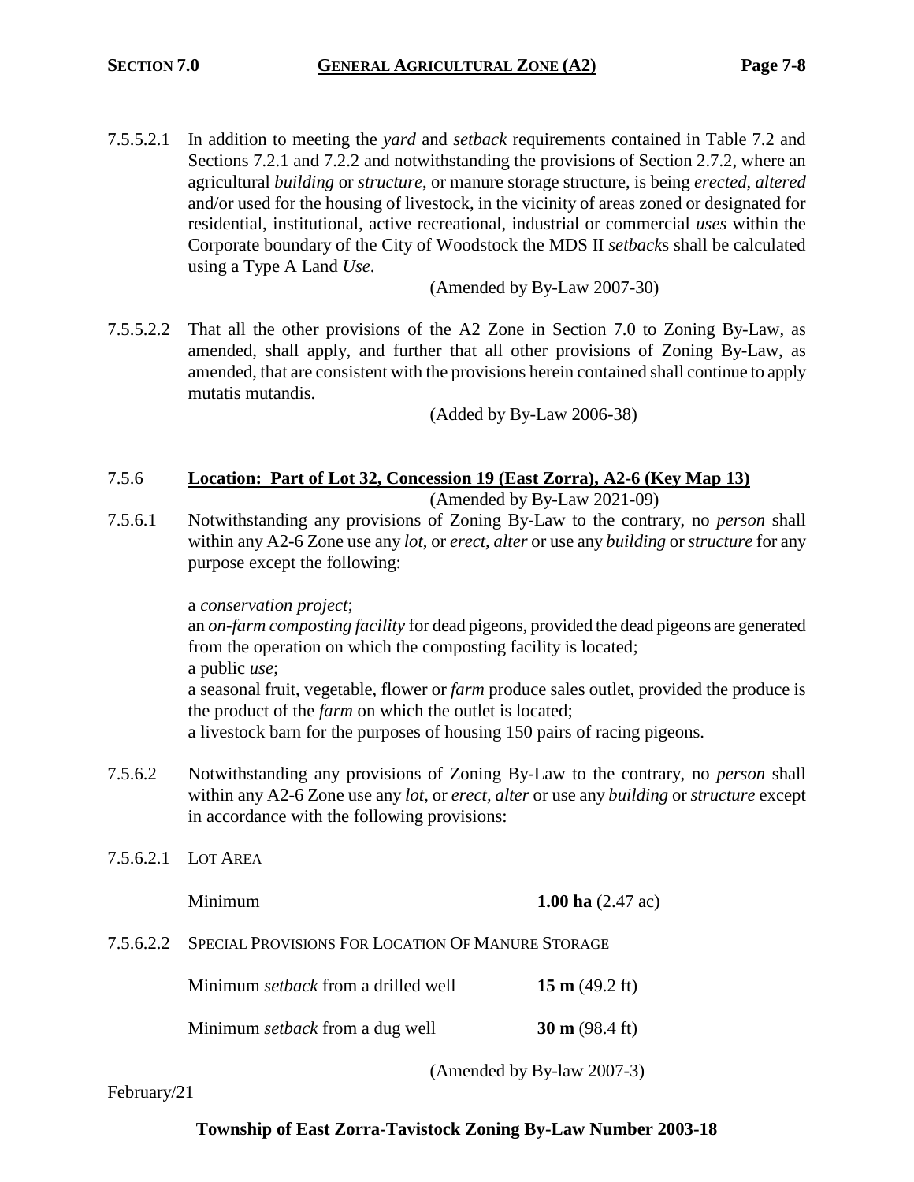7.5.5.2.1 In addition to meeting the *yard* and *setback* requirements contained in Table 7.2 and Sections 7.2.1 and 7.2.2 and notwithstanding the provisions of Section 2.7.2, where an agricultural *building* or *structure*, or manure storage structure, is being *erected*, *altered* and/or used for the housing of livestock, in the vicinity of areas zoned or designated for residential, institutional, active recreational, industrial or commercial *uses* within the Corporate boundary of the City of Woodstock the MDS II *setback*s shall be calculated using a Type A Land *Use*.

(Amended by By-Law 2007-30)

7.5.5.2.2 That all the other provisions of the A2 Zone in Section 7.0 to Zoning By-Law, as amended, shall apply, and further that all other provisions of Zoning By-Law, as amended, that are consistent with the provisions herein contained shall continue to apply mutatis mutandis.

(Added by By-Law 2006-38)

## 7.5.6 Location: Part of Lot 32, Concession 19 (East Zorra), A2-6 (Key Map 13)

(Amended by By-Law 2021-09)

7.5.6.1 Notwithstanding any provisions of Zoning By-Law to the contrary, no *person* shall within any A2-6 Zone use any *lot*, or *erect*, *alter* or use any *building* or *structure* for any purpose except the following:

a *conservation project*;
an *on-farm composting facility* for dead pigeons, provided the dead pigeons are generated from the operation on which the composting facility is located;
a public *use*;
a seasonal fruit, vegetable, flower or *farm* produce sales outlet, provided the produce is the product of the *farm* on which the outlet is located;
a livestock barn for the purposes of housing 150 pairs of racing pigeons.

7.5.6.2 Notwithstanding any provisions of Zoning By-Law to the contrary, no *person* shall within any A2-6 Zone use any *lot*, or *erect*, *alter* or use any *building* or *structure* except in accordance with the following provisions:

7.5.6.2.1 LOT AREA

| | |
|---|---|
| Minimum | **1.00 ha** (2.47 ac) |

7.5.6.2.2 SPECIAL PROVISIONS FOR LOCATION OF MANURE STORAGE

| | |
|---|---|
| Minimum *setback* from a drilled well | **15 m** (49.2 ft) |
| Minimum *setback* from a dug well | **30 m** (98.4 ft) |

(Amended by By-law 2007-3)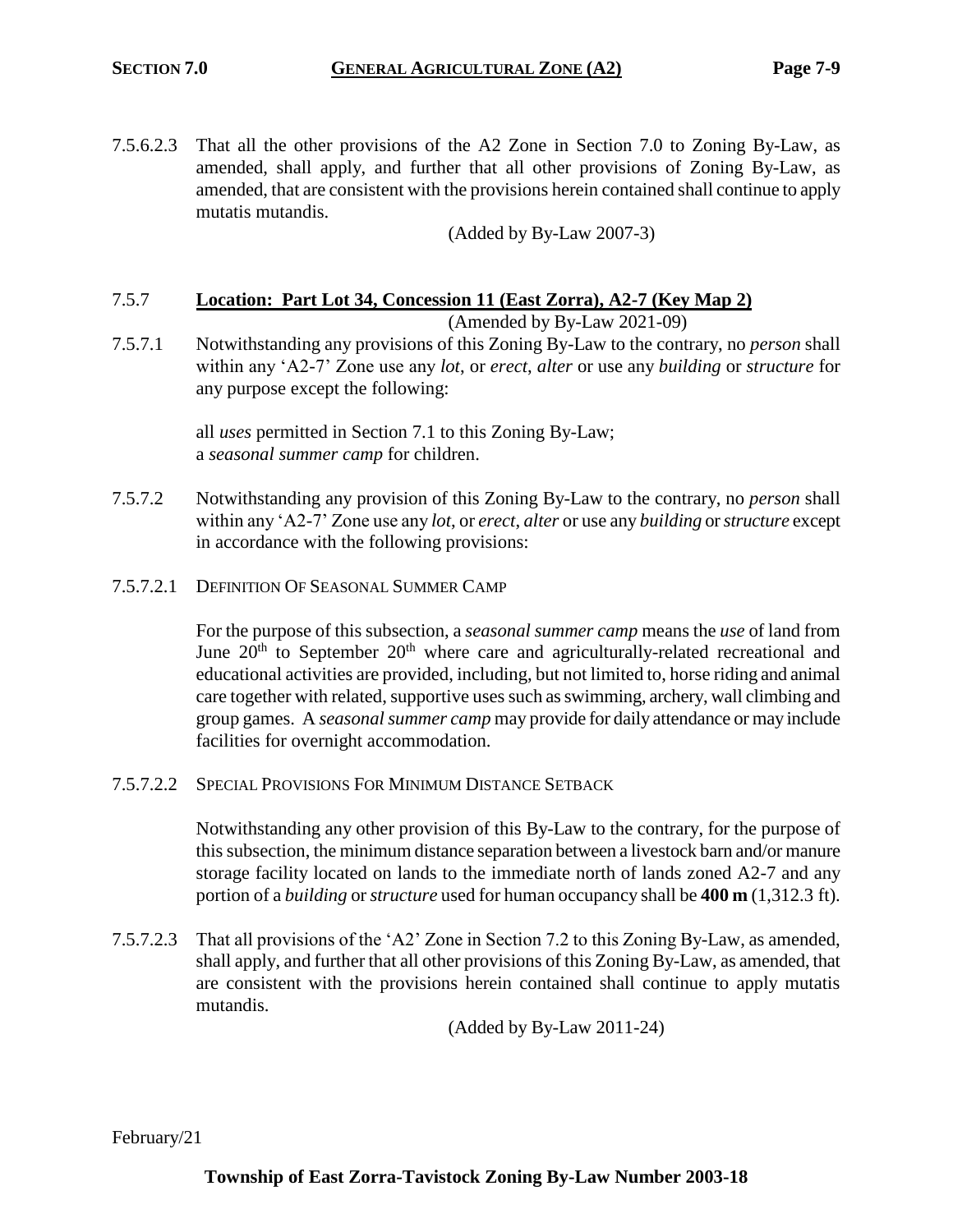7.5.6.2.3 That all the other provisions of the A2 Zone in Section 7.0 to Zoning By-Law, as amended, shall apply, and further that all other provisions of Zoning By-Law, as amended, that are consistent with the provisions herein contained shall continue to apply mutatis mutandis.

(Added by By-Law 2007-3)

### 7.5.7 **Location: Part Lot 34, Concession 11 (East Zorra), A2-7 (Key Map 2)**

(Amended by By-Law 2021-09)

7.5.7.1 Notwithstanding any provisions of this Zoning By-Law to the contrary, no *person* shall within any 'A2-7' Zone use any *lot*, or *erect, alter* or use any *building* or *structure* for any purpose except the following:

all *uses* permitted in Section 7.1 to this Zoning By-Law;
a *seasonal summer camp* for children.

7.5.7.2 Notwithstanding any provision of this Zoning By-Law to the contrary, no *person* shall within any 'A2-7' Zone use any *lot*, or *erect, alter* or use any *building* or *structure* except in accordance with the following provisions:

7.5.7.2.1 DEFINITION OF SEASONAL SUMMER CAMP

For the purpose of this subsection, a *seasonal summer camp* means the *use* of land from June 20th to September 20th where care and agriculturally-related recreational and educational activities are provided, including, but not limited to, horse riding and animal care together with related, supportive uses such as swimming, archery, wall climbing and group games. A *seasonal summer camp* may provide for daily attendance or may include facilities for overnight accommodation.

7.5.7.2.2 SPECIAL PROVISIONS FOR MINIMUM DISTANCE SETBACK

Notwithstanding any other provision of this By-Law to the contrary, for the purpose of this subsection, the minimum distance separation between a livestock barn and/or manure storage facility located on lands to the immediate north of lands zoned A2-7 and any portion of a *building* or *structure* used for human occupancy shall be **400 m** (1,312.3 ft).

7.5.7.2.3 That all provisions of the 'A2' Zone in Section 7.2 to this Zoning By-Law, as amended, shall apply, and further that all other provisions of this Zoning By-Law, as amended, that are consistent with the provisions herein contained shall continue to apply mutatis mutandis.

(Added by By-Law 2011-24)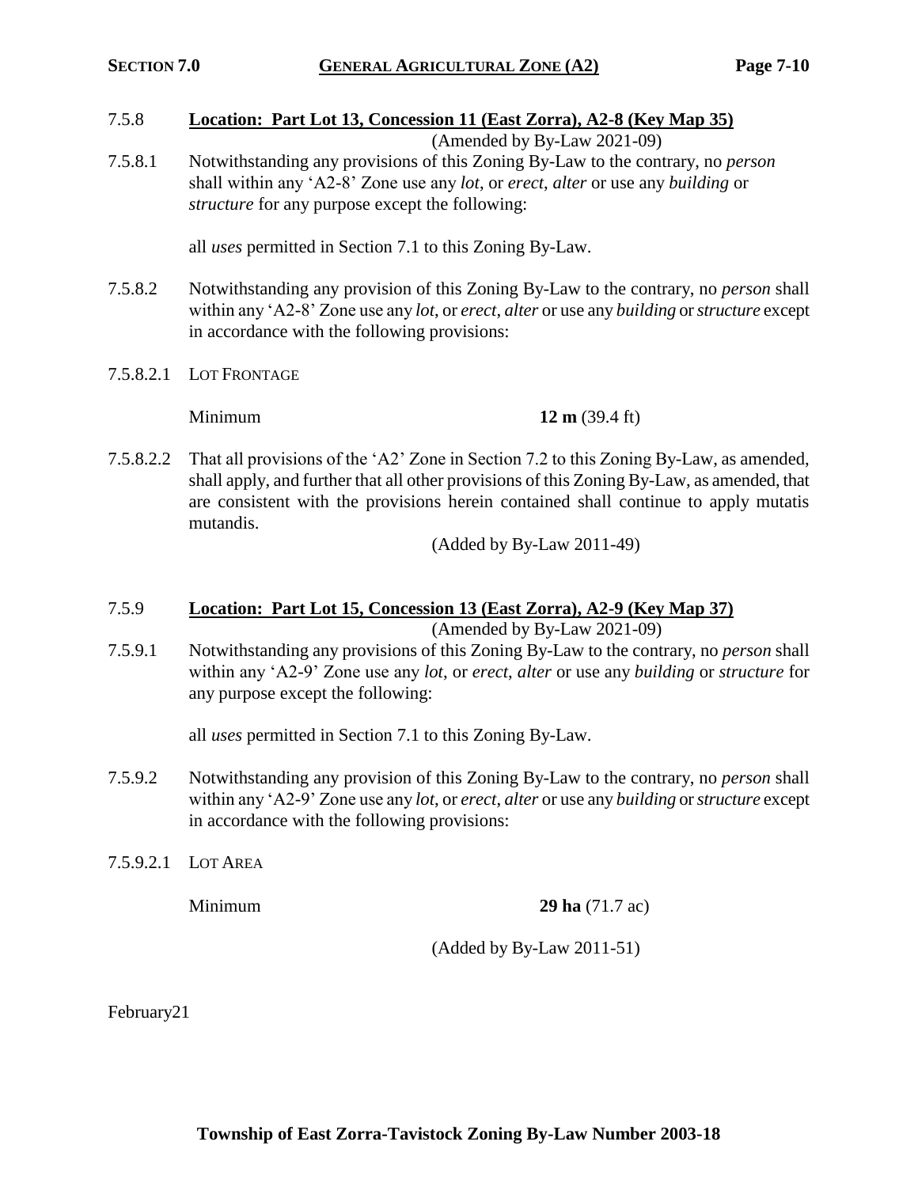### 7.5.8 **Location: Part Lot 13, Concession 11 (East Zorra), A2-8 (Key Map 35)**

(Amended by By-Law 2021-09)

7.5.8.1 Notwithstanding any provisions of this Zoning By-Law to the contrary, no *person* shall within any 'A2-8' Zone use any *lot*, or *erect*, *alter* or use any *building* or *structure* for any purpose except the following:

all *uses* permitted in Section 7.1 to this Zoning By-Law.

7.5.8.2 Notwithstanding any provision of this Zoning By-Law to the contrary, no *person* shall within any 'A2-8' Zone use any *lot*, or *erect*, *alter* or use any *building* or *structure* except in accordance with the following provisions:

7.5.8.2.1 LOT FRONTAGE

Minimum **12 m** (39.4 ft)

7.5.8.2.2 That all provisions of the 'A2' Zone in Section 7.2 to this Zoning By-Law, as amended, shall apply, and further that all other provisions of this Zoning By-Law, as amended, that are consistent with the provisions herein contained shall continue to apply mutatis mutandis.

(Added by By-Law 2011-49)

### 7.5.9 **Location: Part Lot 15, Concession 13 (East Zorra), A2-9 (Key Map 37)**

(Amended by By-Law 2021-09)

7.5.9.1 Notwithstanding any provisions of this Zoning By-Law to the contrary, no *person* shall within any 'A2-9' Zone use any *lot*, or *erect*, *alter* or use any *building* or *structure* for any purpose except the following:

all *uses* permitted in Section 7.1 to this Zoning By-Law.

7.5.9.2 Notwithstanding any provision of this Zoning By-Law to the contrary, no *person* shall within any 'A2-9' Zone use any *lot*, or *erect*, *alter* or use any *building* or *structure* except in accordance with the following provisions:

7.5.9.2.1 LOT AREA

Minimum **29 ha** (71.7 ac)

(Added by By-Law 2011-51)

February21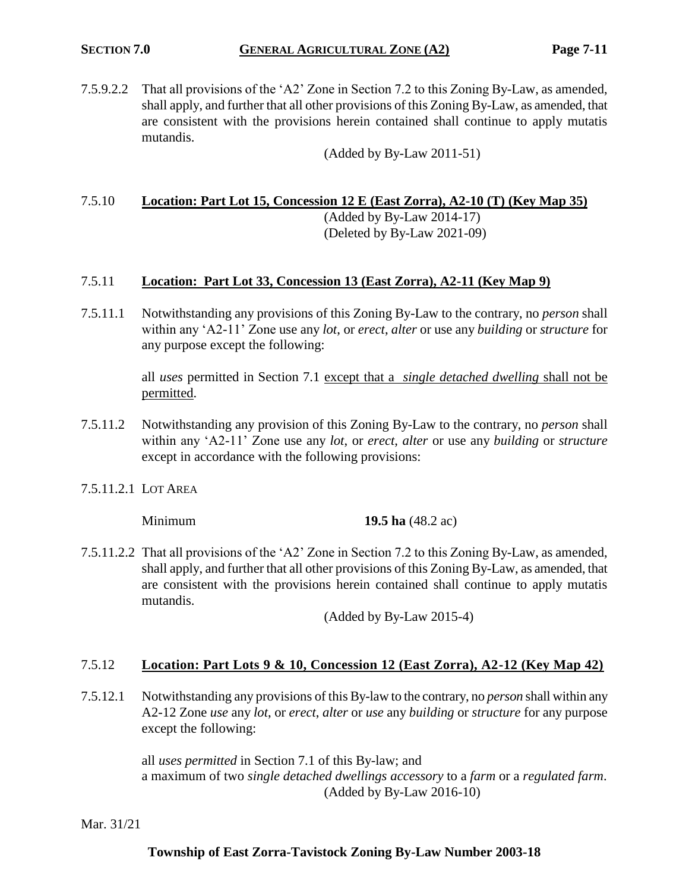7.5.9.2.2 That all provisions of the 'A2' Zone in Section 7.2 to this Zoning By-Law, as amended, shall apply, and further that all other provisions of this Zoning By-Law, as amended, that are consistent with the provisions herein contained shall continue to apply mutatis mutandis.

(Added by By-Law 2011-51)

7.5.10 **Location: Part Lot 15, Concession 12 E (East Zorra), A2-10 (T) (Key Map 35)**

(Added by By-Law 2014-17)
(Deleted by By-Law 2021-09)

7.5.11 **Location: Part Lot 33, Concession 13 (East Zorra), A2-11 (Key Map 9)**

7.5.11.1 Notwithstanding any provisions of this Zoning By-Law to the contrary, no *person* shall within any 'A2-11' Zone use any *lot*, or *erect*, *alter* or use any *building* or *structure* for any purpose except the following:

all *uses* permitted in Section 7.1 except that a *single detached dwelling* shall not be permitted.

7.5.11.2 Notwithstanding any provision of this Zoning By-Law to the contrary, no *person* shall within any 'A2-11' Zone use any *lot*, or *erect*, *alter* or use any *building* or *structure* except in accordance with the following provisions:

7.5.11.2.1 LOT AREA

| Minimum | **19.5 ha** (48.2 ac) |
|---|---|

7.5.11.2.2 That all provisions of the 'A2' Zone in Section 7.2 to this Zoning By-Law, as amended, shall apply, and further that all other provisions of this Zoning By-Law, as amended, that are consistent with the provisions herein contained shall continue to apply mutatis mutandis.

(Added by By-Law 2015-4)

7.5.12 **Location: Part Lots 9 & 10, Concession 12 (East Zorra), A2-12 (Key Map 42)**

7.5.12.1 Notwithstanding any provisions of this By-law to the contrary, no *person* shall within any A2-12 Zone *use* any *lot*, or *erect*, *alter* or *use* any *building* or *structure* for any purpose except the following:

all *uses permitted* in Section 7.1 of this By-law; and
a maximum of two *single detached dwellings accessory* to a *farm* or a *regulated farm*.

(Added by By-Law 2016-10)

Mar. 31/21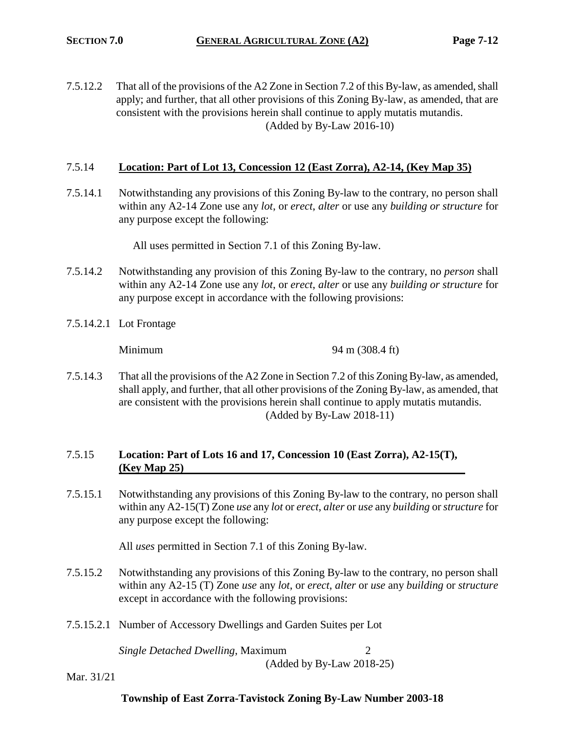7.5.12.2 That all of the provisions of the A2 Zone in Section 7.2 of this By-law, as amended, shall apply; and further, that all other provisions of this Zoning By-law, as amended, that are consistent with the provisions herein shall continue to apply mutatis mutandis.

(Added by By-Law 2016-10)

### 7.5.14 Location: Part of Lot 13, Concession 12 (East Zorra), A2-14, (Key Map 35)

7.5.14.1 Notwithstanding any provisions of this Zoning By-law to the contrary, no person shall within any A2-14 Zone use any *lot*, or *erect*, *alter* or use any *building or structure* for any purpose except the following:

All uses permitted in Section 7.1 of this Zoning By-law.

7.5.14.2 Notwithstanding any provision of this Zoning By-law to the contrary, no *person* shall within any A2-14 Zone use any *lot*, or *erect*, *alter* or use any *building or structure* for any purpose except in accordance with the following provisions:

7.5.14.2.1 Lot Frontage

| | |
|---|---|
| Minimum | 94 m (308.4 ft) |

7.5.14.3 That all the provisions of the A2 Zone in Section 7.2 of this Zoning By-law, as amended, shall apply, and further, that all other provisions of the Zoning By-law, as amended, that are consistent with the provisions herein shall continue to apply mutatis mutandis.

(Added by By-Law 2018-11)

### 7.5.15 Location: Part of Lots 16 and 17, Concession 10 (East Zorra), A2-15(T), (Key Map 25)

7.5.15.1 Notwithstanding any provisions of this Zoning By-law to the contrary, no person shall within any A2-15(T) Zone *use* any *lot* or *erect*, *alter* or *use* any *building* or *structure* for any purpose except the following:

All *uses* permitted in Section 7.1 of this Zoning By-law.

7.5.15.2 Notwithstanding any provisions of this Zoning By-law to the contrary, no person shall within any A2-15 (T) Zone *use* any *lot*, or *erect*, *alter* or *use* any *building* or *structure* except in accordance with the following provisions:

7.5.15.2.1 Number of Accessory Dwellings and Garden Suites per Lot

| | |
|---|---|
| *Single Detached Dwelling*, Maximum | 2 |

(Added by By-Law 2018-25)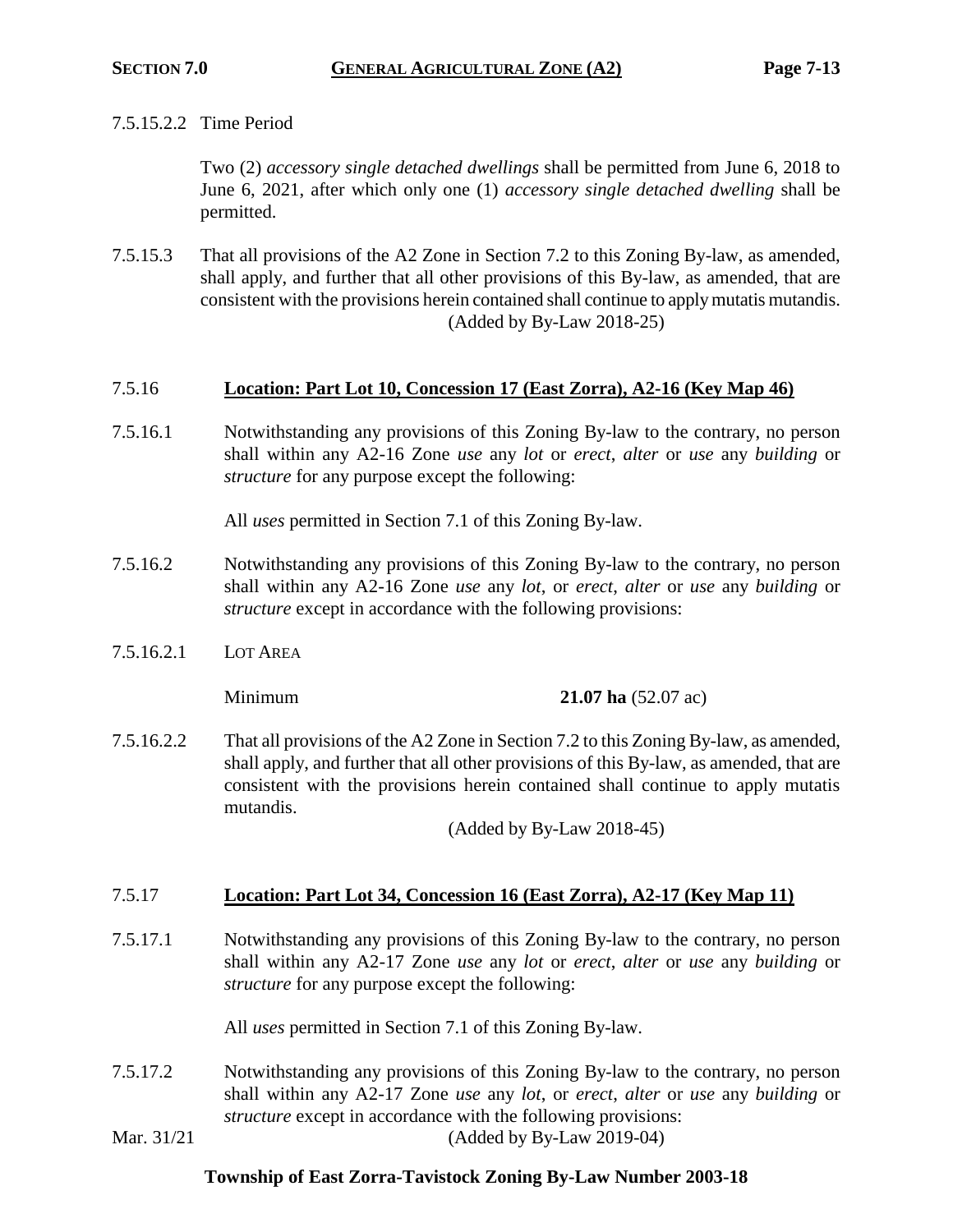7.5.15.2.2 Time Period

Two (2) *accessory single detached dwellings* shall be permitted from June 6, 2018 to June 6, 2021, after which only one (1) *accessory single detached dwelling* shall be permitted.

7.5.15.3 That all provisions of the A2 Zone in Section 7.2 to this Zoning By-law, as amended, shall apply, and further that all other provisions of this By-law, as amended, that are consistent with the provisions herein contained shall continue to apply mutatis mutandis.

(Added by By-Law 2018-25)

### 7.5.16 **Location: Part Lot 10, Concession 17 (East Zorra), A2-16 (Key Map 46)**

7.5.16.1 Notwithstanding any provisions of this Zoning By-law to the contrary, no person shall within any A2-16 Zone *use* any *lot* or *erect*, *alter* or *use* any *building* or *structure* for any purpose except the following:

All *uses* permitted in Section 7.1 of this Zoning By-law.

7.5.16.2 Notwithstanding any provisions of this Zoning By-law to the contrary, no person shall within any A2-16 Zone *use* any *lot*, or *erect*, *alter* or *use* any *building* or *structure* except in accordance with the following provisions:

7.5.16.2.1 LOT AREA

| Minimum | **21.07 ha** (52.07 ac) |
|---|---|

7.5.16.2.2 That all provisions of the A2 Zone in Section 7.2 to this Zoning By-law, as amended, shall apply, and further that all other provisions of this By-law, as amended, that are consistent with the provisions herein contained shall continue to apply mutatis mutandis.

(Added by By-Law 2018-45)

### 7.5.17 **Location: Part Lot 34, Concession 16 (East Zorra), A2-17 (Key Map 11)**

7.5.17.1 Notwithstanding any provisions of this Zoning By-law to the contrary, no person shall within any A2-17 Zone *use* any *lot* or *erect*, *alter* or *use* any *building* or *structure* for any purpose except the following:

All *uses* permitted in Section 7.1 of this Zoning By-law.

7.5.17.2 Notwithstanding any provisions of this Zoning By-law to the contrary, no person shall within any A2-17 Zone *use* any *lot*, or *erect*, *alter* or *use* any *building* or *structure* except in accordance with the following provisions:

(Added by By-Law 2019-04)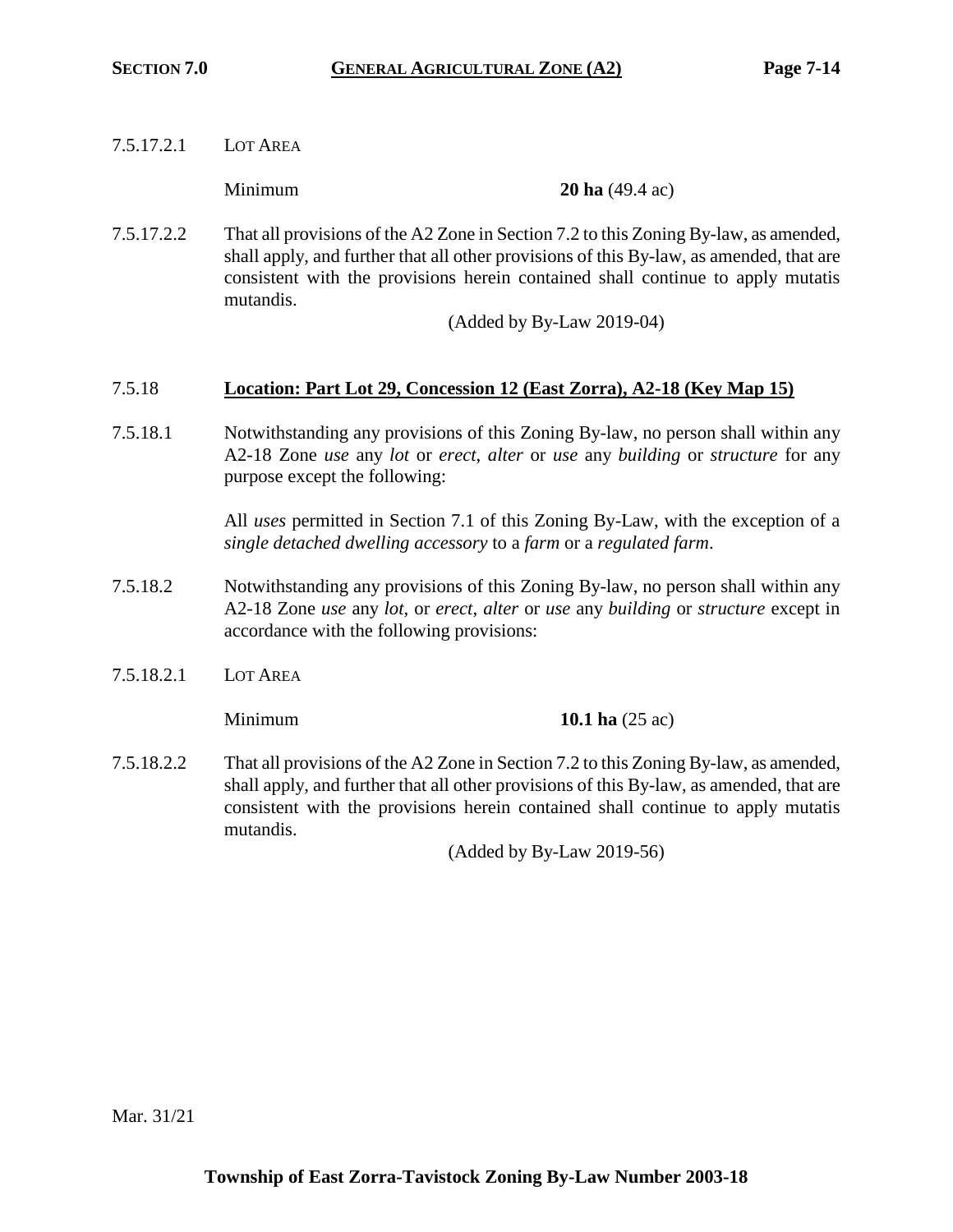7.5.17.2.1 LOT AREA

Minimum **20 ha** (49.4 ac)

7.5.17.2.2 That all provisions of the A2 Zone in Section 7.2 to this Zoning By-law, as amended, shall apply, and further that all other provisions of this By-law, as amended, that are consistent with the provisions herein contained shall continue to apply mutatis mutandis.

(Added by By-Law 2019-04)

7.5.18 **Location: Part Lot 29, Concession 12 (East Zorra), A2-18 (Key Map 15)**

7.5.18.1 Notwithstanding any provisions of this Zoning By-law, no person shall within any A2-18 Zone *use* any *lot* or *erect*, *alter* or *use* any *building* or *structure* for any purpose except the following:

All *uses* permitted in Section 7.1 of this Zoning By-Law, with the exception of a *single detached dwelling accessory* to a *farm* or a *regulated farm*.

7.5.18.2 Notwithstanding any provisions of this Zoning By-law, no person shall within any A2-18 Zone *use* any *lot*, or *erect*, *alter* or *use* any *building* or *structure* except in accordance with the following provisions:

7.5.18.2.1 LOT AREA

Minimum **10.1 ha** (25 ac)

7.5.18.2.2 That all provisions of the A2 Zone in Section 7.2 to this Zoning By-law, as amended, shall apply, and further that all other provisions of this By-law, as amended, that are consistent with the provisions herein contained shall continue to apply mutatis mutandis.

(Added by By-Law 2019-56)

Mar. 31/21